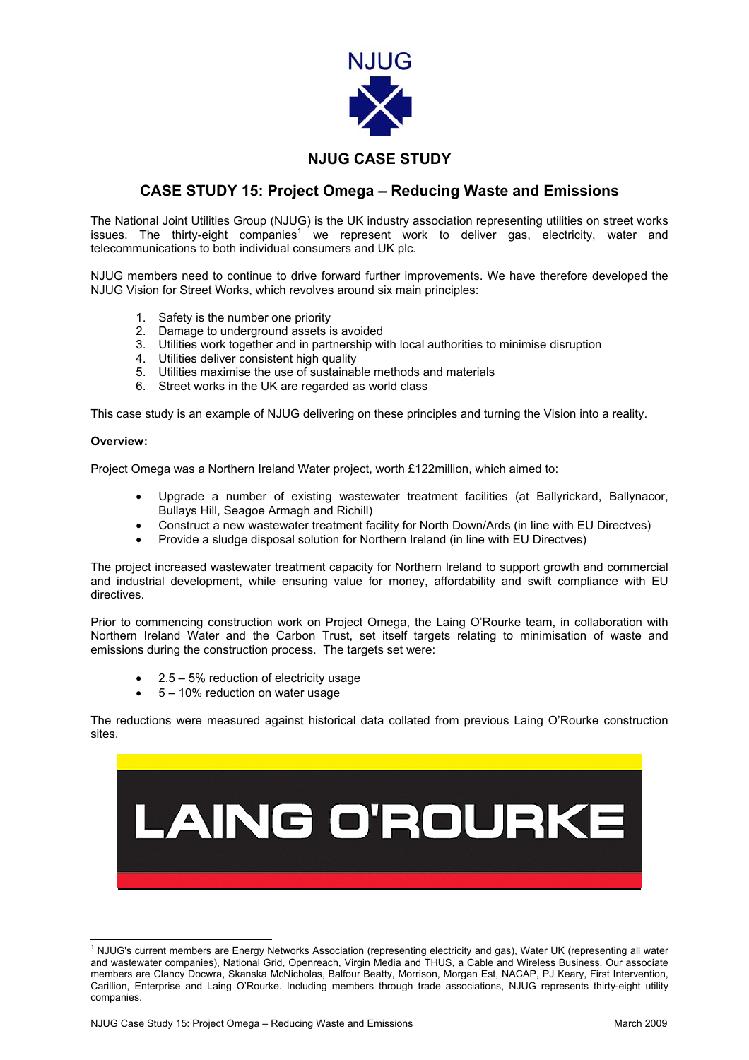NJUG

## NJUG CASE STUDY

# CASE STUDY 15: Project Omega – Reducing Waste and Emissions

The National Joint Utilities Group (NJUG) is the UK industry association representing utilities on street works issues. The thirty-eight companies[1] we represent work to deliver gas, electricity, water and telecommunications to both individual consumers and UK plc.

NJUG members need to continue to drive forward further improvements. We have therefore developed the NJUG Vision for Street Works, which revolves around six main principles:

1. Safety is the number one priority
2. Damage to underground assets is avoided
3. Utilities work together and in partnership with local authorities to minimise disruption
4. Utilities deliver consistent high quality
5. Utilities maximise the use of sustainable methods and materials
6. Street works in the UK are regarded as world class

This case study is an example of NJUG delivering on these principles and turning the Vision into a reality.

**Overview:**

Project Omega was a Northern Ireland Water project, worth £122million, which aimed to:

- Upgrade a number of existing wastewater treatment facilities (at Ballyrickard, Ballynacor, Bullays Hill, Seagoe Armagh and Richill)
- Construct a new wastewater treatment facility for North Down/Ards (in line with EU Directves)
- Provide a sludge disposal solution for Northern Ireland (in line with EU Directves)

The project increased wastewater treatment capacity for Northern Ireland to support growth and commercial and industrial development, while ensuring value for money, affordability and swift compliance with EU directives.

Prior to commencing construction work on Project Omega, the Laing O'Rourke team, in collaboration with Northern Ireland Water and the Carbon Trust, set itself targets relating to minimisation of waste and emissions during the construction process. The targets set were:

- 2.5 – 5% reduction of electricity usage
- 5 – 10% reduction on water usage

The reductions were measured against historical data collated from previous Laing O'Rourke construction sites.

LAING O'ROURKE

[1] NJUG's current members are Energy Networks Association (representing electricity and gas), Water UK (representing all water and wastewater companies), National Grid, Openreach, Virgin Media and THUS, a Cable and Wireless Business. Our associate members are Clancy Docwra, Skanska McNicholas, Balfour Beatty, Morrison, Morgan Est, NACAP, PJ Keary, First Intervention, Carillion, Enterprise and Laing O'Rourke. Including members through trade associations, NJUG represents thirty-eight utility companies.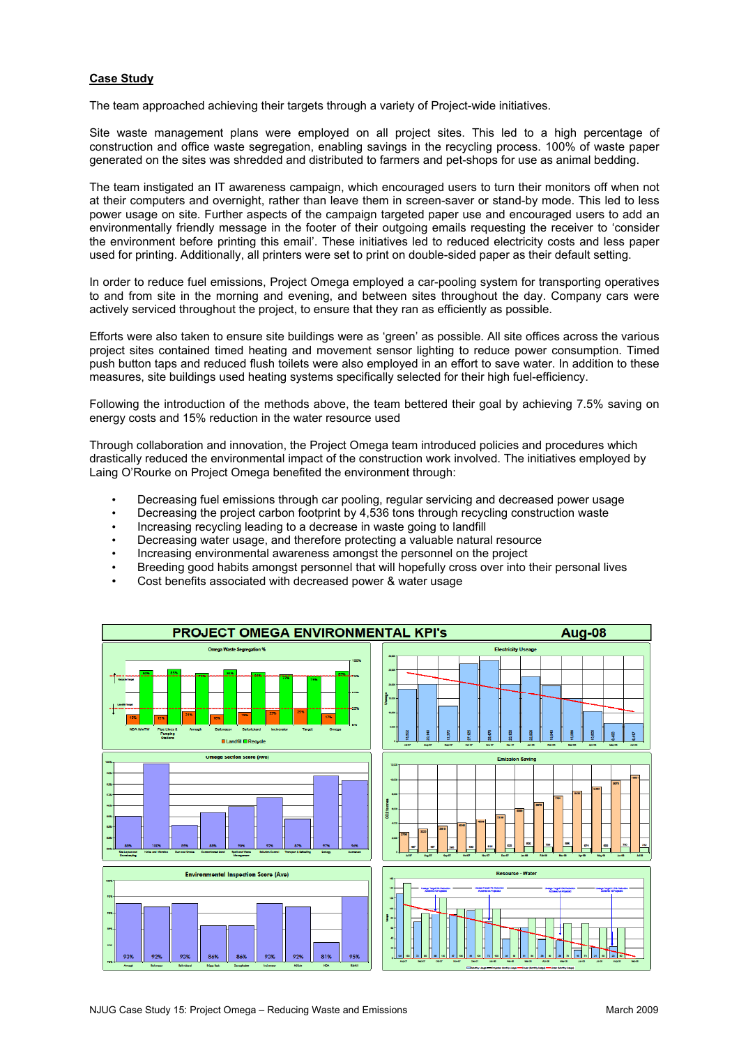## Case Study

The team approached achieving their targets through a variety of Project-wide initiatives.

Site waste management plans were employed on all project sites. This led to a high percentage of construction and office waste segregation, enabling savings in the recycling process. 100% of waste paper generated on the sites was shredded and distributed to farmers and pet-shops for use as animal bedding.

The team instigated an IT awareness campaign, which encouraged users to turn their monitors off when not at their computers and overnight, rather than leave them in screen-saver or stand-by mode. This led to less power usage on site. Further aspects of the campaign targeted paper use and encouraged users to add an environmentally friendly message in the footer of their outgoing emails requesting the receiver to 'consider the environment before printing this email'. These initiatives led to reduced electricity costs and less paper used for printing. Additionally, all printers were set to print on double-sided paper as their default setting.

In order to reduce fuel emissions, Project Omega employed a car-pooling system for transporting operatives to and from site in the morning and evening, and between sites throughout the day. Company cars were actively serviced throughout the project, to ensure that they ran as efficiently as possible.

Efforts were also taken to ensure site buildings were as 'green' as possible. All site offices across the various project sites contained timed heating and movement sensor lighting to reduce power consumption. Timed push button taps and reduced flush toilets were also employed in an effort to save water. In addition to these measures, site buildings used heating systems specifically selected for their high fuel-efficiency.

Following the introduction of the methods above, the team bettered their goal by achieving 7.5% saving on energy costs and 15% reduction in the water resource used

Through collaboration and innovation, the Project Omega team introduced policies and procedures which drastically reduced the environmental impact of the construction work involved. The initiatives employed by Laing O'Rourke on Project Omega benefited the environment through:

- Decreasing fuel emissions through car pooling, regular servicing and decreased power usage
- Decreasing the project carbon footprint by 4,536 tons through recycling construction waste
- Increasing recycling leading to a decrease in waste going to landfill
- Decreasing water usage, and therefore protecting a valuable natural resource
- Increasing environmental awareness amongst the personnel on the project
- Breeding good habits amongst personnel that will hopefully cross over into their personal lives
- Cost benefits associated with decreased power & water usage

PROJECT OMEGA ENVIRONMENTAL KPI's

Aug-08

Omega Waste Segregation %

Landfill Recycle

Electricity Useage

Omega Section Score (Avg)

Emission Saving

Environmental Inspection Score (Avg)

Resource - Water